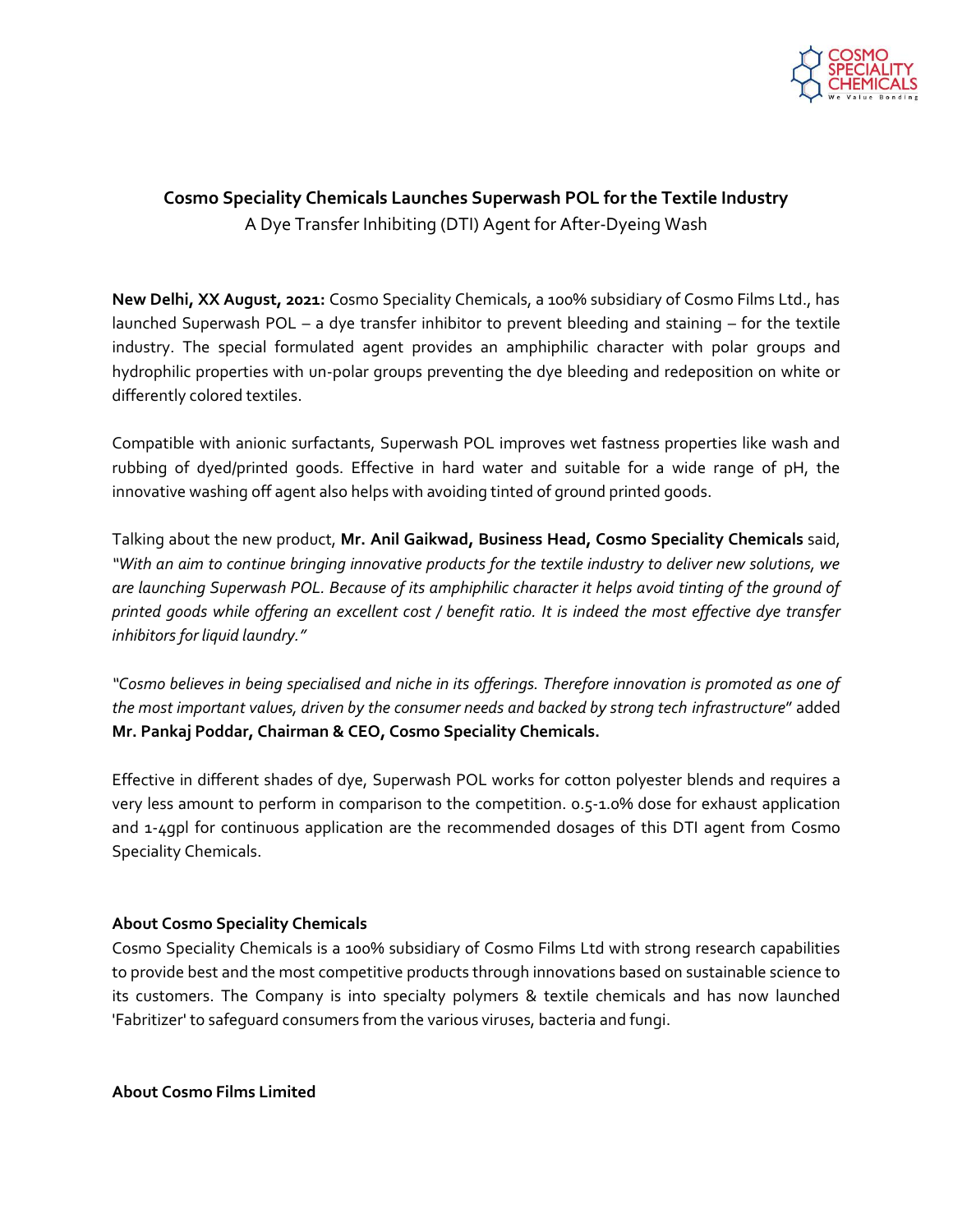# Cosmo Speciality Chemicals Launches Superwash POL for the Textile Industry

A Dye Transfer Inhibiting (DTI) Agent for After-Dyeing Wash

**New Delhi, XX August, 2021:** Cosmo Speciality Chemicals, a 100% subsidiary of Cosmo Films Ltd., has launched Superwash POL – a dye transfer inhibitor to prevent bleeding and staining – for the textile industry. The special formulated agent provides an amphiphilic character with polar groups and hydrophilic properties with un-polar groups preventing the dye bleeding and redeposition on white or differently colored textiles.

Compatible with anionic surfactants, Superwash POL improves wet fastness properties like wash and rubbing of dyed/printed goods. Effective in hard water and suitable for a wide range of pH, the innovative washing off agent also helps with avoiding tinted of ground printed goods.

Talking about the new product, **Mr. Anil Gaikwad, Business Head, Cosmo Speciality Chemicals** said, *"With an aim to continue bringing innovative products for the textile industry to deliver new solutions, we are launching Superwash POL. Because of its amphiphilic character it helps avoid tinting of the ground of printed goods while offering an excellent cost / benefit ratio. It is indeed the most effective dye transfer inhibitors for liquid laundry."*

*"Cosmo believes in being specialised and niche in its offerings. Therefore innovation is promoted as one of the most important values, driven by the consumer needs and backed by strong tech infrastructure"* added **Mr. Pankaj Poddar, Chairman & CEO, Cosmo Speciality Chemicals.**

Effective in different shades of dye, Superwash POL works for cotton polyester blends and requires a very less amount to perform in comparison to the competition. 0.5-1.0% dose for exhaust application and 1-4gpl for continuous application are the recommended dosages of this DTI agent from Cosmo Speciality Chemicals.

**About Cosmo Speciality Chemicals**

Cosmo Speciality Chemicals is a 100% subsidiary of Cosmo Films Ltd with strong research capabilities to provide best and the most competitive products through innovations based on sustainable science to its customers. The Company is into specialty polymers & textile chemicals and has now launched 'Fabritizer' to safeguard consumers from the various viruses, bacteria and fungi.

**About Cosmo Films Limited**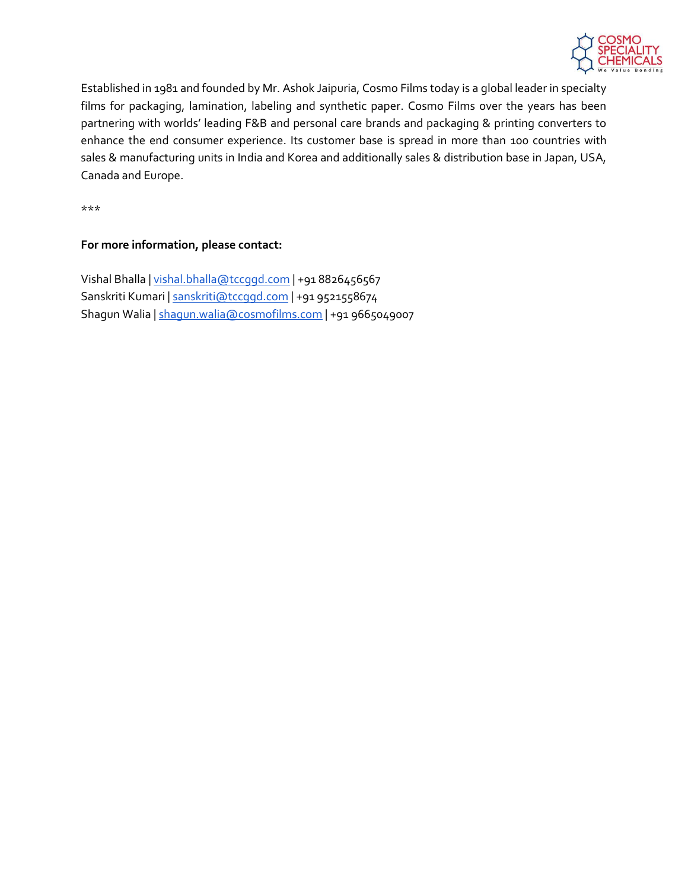Established in 1981 and founded by Mr. Ashok Jaipuria, Cosmo Films today is a global leader in specialty films for packaging, lamination, labeling and synthetic paper. Cosmo Films over the years has been partnering with worlds' leading F&B and personal care brands and packaging & printing converters to enhance the end consumer experience. Its customer base is spread in more than 100 countries with sales & manufacturing units in India and Korea and additionally sales & distribution base in Japan, USA, Canada and Europe.

***

**For more information, please contact:**

Vishal Bhalla | vishal.bhalla@tccgd.com | +91 8826456567
Sanskriti Kumari | sanskriti@tccgd.com | +91 9521558674
Shagun Walia | shagun.walia@cosmofilms.com | +91 9665049007